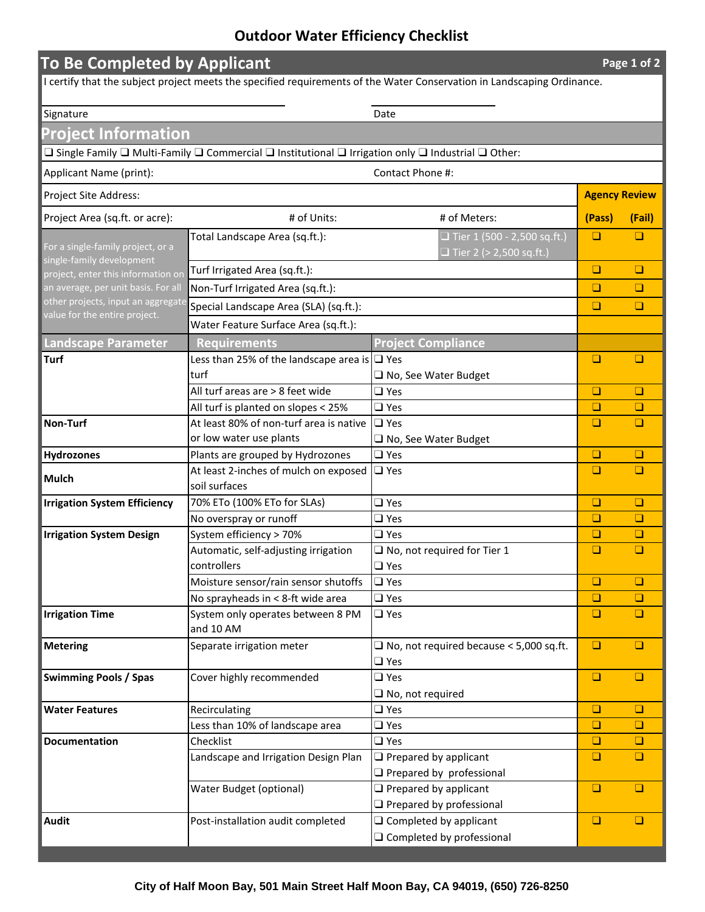# Outdoor Water Efficiency Checklist

## To Be Completed by Applicant

I certify that the subject project meets the specified requirements of the Water Conservation in Landscaping Ordinance.

Signature _______________________ Date _______________

## Project Information

❑ Single Family ❑ Multi-Family ❑ Commercial ❑ Institutional ❑ Irrigation only ❑ Industrial ❑ Other:

Applicant Name (print): | Contact Phone #:

| | | | Agency Review | |
|---|---|---|---|---|
| Project Site Address: | | | | |
| Project Area (sq.ft. or acre): | # of Units: | # of Meters: | (Pass) | (Fail) |
| For a single-family project, or a single-family development project, enter this information on an average, per unit basis. For all other projects, input an aggregate value for the entire project. | Total Landscape Area (sq.ft.): | ❑ Tier 1 (500 - 2,500 sq.ft.)<br>❑ Tier 2 (> 2,500 sq.ft.) | ❑ | ❑ |
| | Turf Irrigated Area (sq.ft.): | | ❑ | ❑ |
| | Non-Turf Irrigated Area (sq.ft.): | | ❑ | ❑ |
| | Special Landscape Area (SLA) (sq.ft.): | | ❑ | ❑ |
| | Water Feature Surface Area (sq.ft.): | | | |

| Landscape Parameter | Requirements | Project Compliance | (Pass) | (Fail) |
|---|---|---|---|---|
| **Turf** | Less than 25% of the landscape area is turf | ❑ Yes<br>❑ No, See Water Budget | ❑ | ❑ |
| | All turf areas are > 8 feet wide | ❑ Yes | ❑ | ❑ |
| | All turf is planted on slopes < 25% | ❑ Yes | ❑ | ❑ |
| **Non-Turf** | At least 80% of non-turf area is native or low water use plants | ❑ Yes<br>❑ No, See Water Budget | ❑ | ❑ |
| **Hydrozones** | Plants are grouped by Hydrozones | ❑ Yes | ❑ | ❑ |
| **Mulch** | At least 2-inches of mulch on exposed soil surfaces | ❑ Yes | ❑ | ❑ |
| **Irrigation System Efficiency** | 70% ETo (100% ETo for SLAs) | ❑ Yes | ❑ | ❑ |
| | No overspray or runoff | ❑ Yes | ❑ | ❑ |
| **Irrigation System Design** | System efficiency > 70% | ❑ Yes | ❑ | ❑ |
| | Automatic, self-adjusting irrigation controllers | ❑ No, not required for Tier 1<br>❑ Yes | ❑ | ❑ |
| | Moisture sensor/rain sensor shutoffs | ❑ Yes | ❑ | ❑ |
| | No sprayheads in < 8-ft wide area | ❑ Yes | ❑ | ❑ |
| **Irrigation Time** | System only operates between 8 PM and 10 AM | ❑ Yes | ❑ | ❑ |
| **Metering** | Separate irrigation meter | ❑ No, not required because < 5,000 sq.ft.<br>❑ Yes | ❑ | ❑ |
| **Swimming Pools / Spas** | Cover highly recommended | ❑ Yes<br>❑ No, not required | ❑ | ❑ |
| **Water Features** | Recirculating | ❑ Yes | ❑ | ❑ |
| | Less than 10% of landscape area | ❑ Yes | ❑ | ❑ |
| **Documentation** | Checklist | ❑ Yes | ❑ | ❑ |
| | Landscape and Irrigation Design Plan | ❑ Prepared by applicant<br>❑ Prepared by professional | ❑ | ❑ |
| | Water Budget (optional) | ❑ Prepared by applicant<br>❑ Prepared by professional | ❑ | ❑ |
| **Audit** | Post-installation audit completed | ❑ Completed by applicant<br>❑ Completed by professional | ❑ | ❑ |

**City of Half Moon Bay, 501 Main Street Half Moon Bay, CA 94019, (650) 726-8250**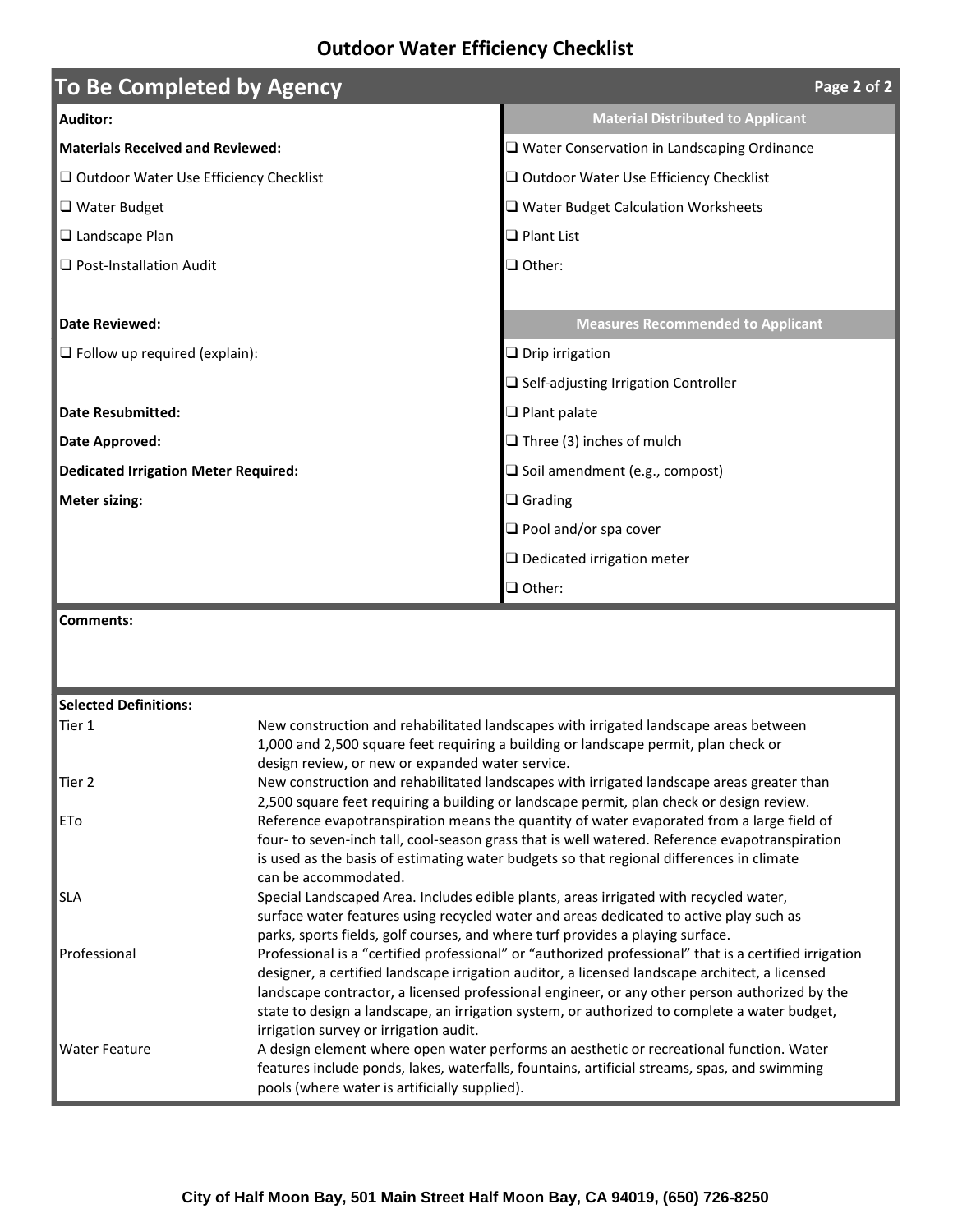# Outdoor Water Efficiency Checklist

## To Be Completed by Agency

**Auditor:**

**Materials Received and Reviewed:**

- ❑ Outdoor Water Use Efficiency Checklist
- ❑ Water Budget
- ❑ Landscape Plan
- ❑ Post-Installation Audit

**Date Reviewed:**

❑ Follow up required (explain):

**Date Resubmitted:**

**Date Approved:**

**Dedicated Irrigation Meter Required:**

**Meter sizing:**

### Material Distributed to Applicant

- ❑ Water Conservation in Landscaping Ordinance
- ❑ Outdoor Water Use Efficiency Checklist
- ❑ Water Budget Calculation Worksheets
- ❑ Plant List
- ❑ Other:

### Measures Recommended to Applicant

- ❑ Drip irrigation
- ❑ Self-adjusting Irrigation Controller
- ❑ Plant palate
- ❑ Three (3) inches of mulch
- ❑ Soil amendment (e.g., compost)
- ❑ Grading
- ❑ Pool and/or spa cover
- ❑ Dedicated irrigation meter
- ❑ Other:

**Comments:**

**Selected Definitions:**

| | |
|---|---|
| Tier 1 | New construction and rehabilitated landscapes with irrigated landscape areas between 1,000 and 2,500 square feet requiring a building or landscape permit, plan check or design review, or new or expanded water service. |
| Tier 2 | New construction and rehabilitated landscapes with irrigated landscape areas greater than 2,500 square feet requiring a building or landscape permit, plan check or design review. |
| ETo | Reference evapotranspiration means the quantity of water evaporated from a large field of four- to seven-inch tall, cool-season grass that is well watered. Reference evapotranspiration is used as the basis of estimating water budgets so that regional differences in climate can be accommodated. |
| SLA | Special Landscaped Area. Includes edible plants, areas irrigated with recycled water, surface water features using recycled water and areas dedicated to active play such as parks, sports fields, golf courses, and where turf provides a playing surface. |
| Professional | Professional is a "certified professional" or "authorized professional" that is a certified irrigation designer, a certified landscape irrigation auditor, a licensed landscape architect, a licensed landscape contractor, a licensed professional engineer, or any other person authorized by the state to design a landscape, an irrigation system, or authorized to complete a water budget, irrigation survey or irrigation audit. |
| Water Feature | A design element where open water performs an aesthetic or recreational function. Water features include ponds, lakes, waterfalls, fountains, artificial streams, spas, and swimming pools (where water is artificially supplied). |

City of Half Moon Bay, 501 Main Street Half Moon Bay, CA 94019, (650) 726-8250